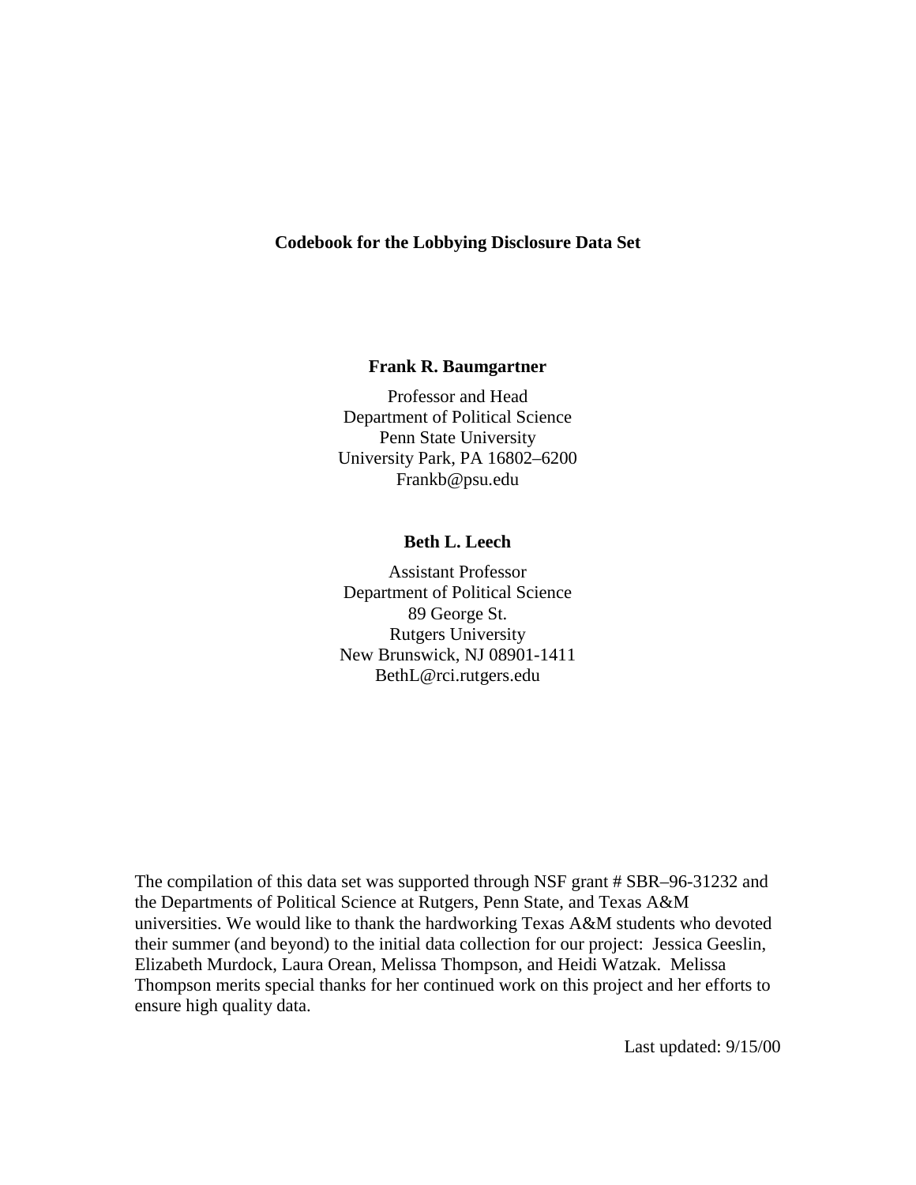# Codebook for the Lobbying Disclosure Data Set

**Frank R. Baumgartner**

Professor and Head
Department of Political Science
Penn State University
University Park, PA 16802–6200
Frankb@psu.edu

**Beth L. Leech**

Assistant Professor
Department of Political Science
89 George St.
Rutgers University
New Brunswick, NJ 08901-1411
BethL@rci.rutgers.edu

The compilation of this data set was supported through NSF grant # SBR–96-31232 and the Departments of Political Science at Rutgers, Penn State, and Texas A&M universities. We would like to thank the hardworking Texas A&M students who devoted their summer (and beyond) to the initial data collection for our project: Jessica Geeslin, Elizabeth Murdock, Laura Orean, Melissa Thompson, and Heidi Watzak. Melissa Thompson merits special thanks for her continued work on this project and her efforts to ensure high quality data.

Last updated: 9/15/00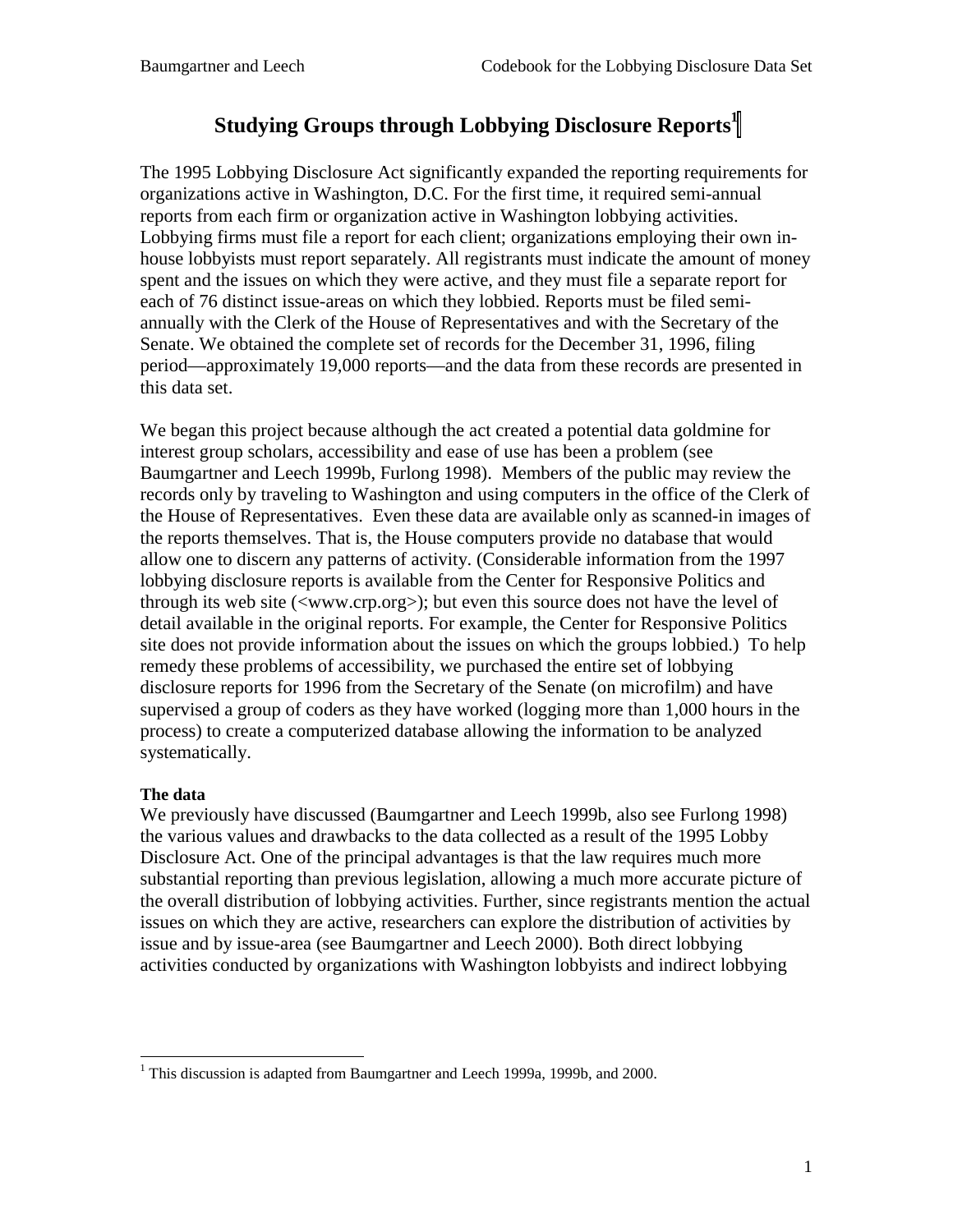# Studying Groups through Lobbying Disclosure Reports[1]

The 1995 Lobbying Disclosure Act significantly expanded the reporting requirements for organizations active in Washington, D.C. For the first time, it required semi-annual reports from each firm or organization active in Washington lobbying activities. Lobbying firms must file a report for each client; organizations employing their own in-house lobbyists must report separately. All registrants must indicate the amount of money spent and the issues on which they were active, and they must file a separate report for each of 76 distinct issue-areas on which they lobbied. Reports must be filed semi-annually with the Clerk of the House of Representatives and with the Secretary of the Senate. We obtained the complete set of records for the December 31, 1996, filing period—approximately 19,000 reports—and the data from these records are presented in this data set.

We began this project because although the act created a potential data goldmine for interest group scholars, accessibility and ease of use has been a problem (see Baumgartner and Leech 1999b, Furlong 1998). Members of the public may review the records only by traveling to Washington and using computers in the office of the Clerk of the House of Representatives. Even these data are available only as scanned-in images of the reports themselves. That is, the House computers provide no database that would allow one to discern any patterns of activity. (Considerable information from the 1997 lobbying disclosure reports is available from the Center for Responsive Politics and through its web site (<www.crp.org>); but even this source does not have the level of detail available in the original reports. For example, the Center for Responsive Politics site does not provide information about the issues on which the groups lobbied.) To help remedy these problems of accessibility, we purchased the entire set of lobbying disclosure reports for 1996 from the Secretary of the Senate (on microfilm) and have supervised a group of coders as they have worked (logging more than 1,000 hours in the process) to create a computerized database allowing the information to be analyzed systematically.

**The data**

We previously have discussed (Baumgartner and Leech 1999b, also see Furlong 1998) the various values and drawbacks to the data collected as a result of the 1995 Lobby Disclosure Act. One of the principal advantages is that the law requires much more substantial reporting than previous legislation, allowing a much more accurate picture of the overall distribution of lobbying activities. Further, since registrants mention the actual issues on which they are active, researchers can explore the distribution of activities by issue and by issue-area (see Baumgartner and Leech 2000). Both direct lobbying activities conducted by organizations with Washington lobbyists and indirect lobbying

[1] This discussion is adapted from Baumgartner and Leech 1999a, 1999b, and 2000.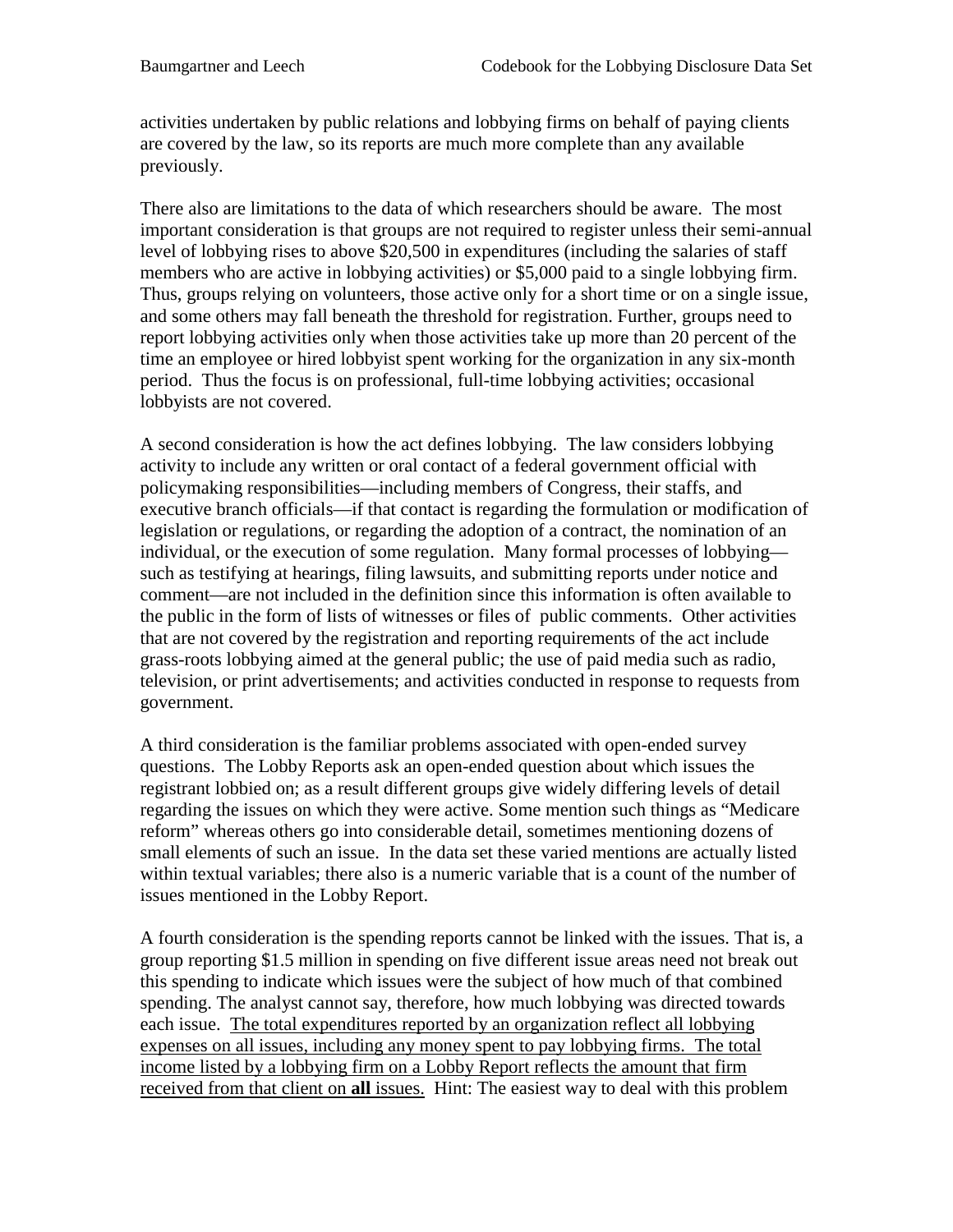activities undertaken by public relations and lobbying firms on behalf of paying clients are covered by the law, so its reports are much more complete than any available previously.

There also are limitations to the data of which researchers should be aware. The most important consideration is that groups are not required to register unless their semi-annual level of lobbying rises to above $20,500 in expenditures (including the salaries of staff members who are active in lobbying activities) or $5,000 paid to a single lobbying firm. Thus, groups relying on volunteers, those active only for a short time or on a single issue, and some others may fall beneath the threshold for registration. Further, groups need to report lobbying activities only when those activities take up more than 20 percent of the time an employee or hired lobbyist spent working for the organization in any six-month period. Thus the focus is on professional, full-time lobbying activities; occasional lobbyists are not covered.

A second consideration is how the act defines lobbying. The law considers lobbying activity to include any written or oral contact of a federal government official with policymaking responsibilities—including members of Congress, their staffs, and executive branch officials—if that contact is regarding the formulation or modification of legislation or regulations, or regarding the adoption of a contract, the nomination of an individual, or the execution of some regulation. Many formal processes of lobbying—such as testifying at hearings, filing lawsuits, and submitting reports under notice and comment—are not included in the definition since this information is often available to the public in the form of lists of witnesses or files of public comments. Other activities that are not covered by the registration and reporting requirements of the act include grass-roots lobbying aimed at the general public; the use of paid media such as radio, television, or print advertisements; and activities conducted in response to requests from government.

A third consideration is the familiar problems associated with open-ended survey questions. The Lobby Reports ask an open-ended question about which issues the registrant lobbied on; as a result different groups give widely differing levels of detail regarding the issues on which they were active. Some mention such things as "Medicare reform" whereas others go into considerable detail, sometimes mentioning dozens of small elements of such an issue. In the data set these varied mentions are actually listed within textual variables; there also is a numeric variable that is a count of the number of issues mentioned in the Lobby Report.

A fourth consideration is the spending reports cannot be linked with the issues. That is, a group reporting $1.5 million in spending on five different issue areas need not break out this spending to indicate which issues were the subject of how much of that combined spending. The analyst cannot say, therefore, how much lobbying was directed towards each issue. <u>The total expenditures reported by an organization reflect all lobbying expenses on all issues, including any money spent to pay lobbying firms. The total income listed by a lobbying firm on a Lobby Report reflects the amount that firm received from that client on **all** issues.</u> Hint: The easiest way to deal with this problem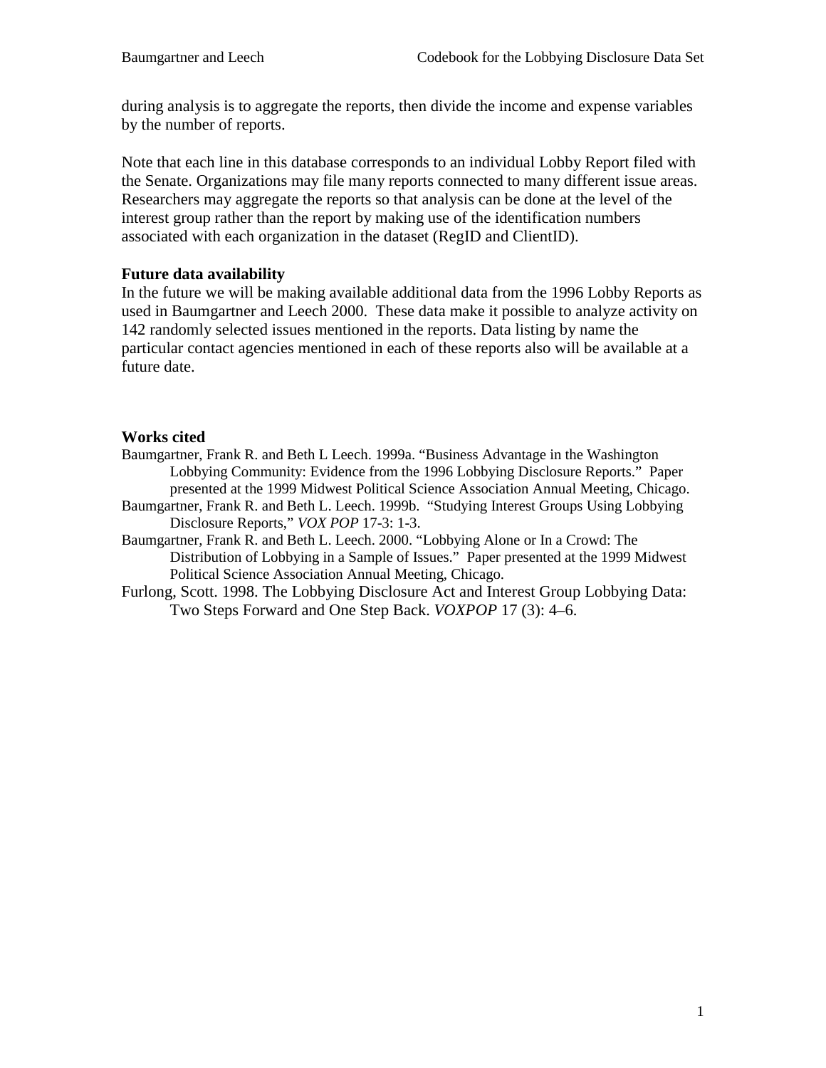during analysis is to aggregate the reports, then divide the income and expense variables by the number of reports.

Note that each line in this database corresponds to an individual Lobby Report filed with the Senate. Organizations may file many reports connected to many different issue areas. Researchers may aggregate the reports so that analysis can be done at the level of the interest group rather than the report by making use of the identification numbers associated with each organization in the dataset (RegID and ClientID).

**Future data availability**

In the future we will be making available additional data from the 1996 Lobby Reports as used in Baumgartner and Leech 2000. These data make it possible to analyze activity on 142 randomly selected issues mentioned in the reports. Data listing by name the particular contact agencies mentioned in each of these reports also will be available at a future date.

**Works cited**

Baumgartner, Frank R. and Beth L Leech. 1999a. "Business Advantage in the Washington Lobbying Community: Evidence from the 1996 Lobbying Disclosure Reports." Paper presented at the 1999 Midwest Political Science Association Annual Meeting, Chicago.

Baumgartner, Frank R. and Beth L. Leech. 1999b. "Studying Interest Groups Using Lobbying Disclosure Reports," *VOX POP* 17-3: 1-3.

Baumgartner, Frank R. and Beth L. Leech. 2000. "Lobbying Alone or In a Crowd: The Distribution of Lobbying in a Sample of Issues." Paper presented at the 1999 Midwest Political Science Association Annual Meeting, Chicago.

Furlong, Scott. 1998. The Lobbying Disclosure Act and Interest Group Lobbying Data: Two Steps Forward and One Step Back. *VOXPOP* 17 (3): 4–6.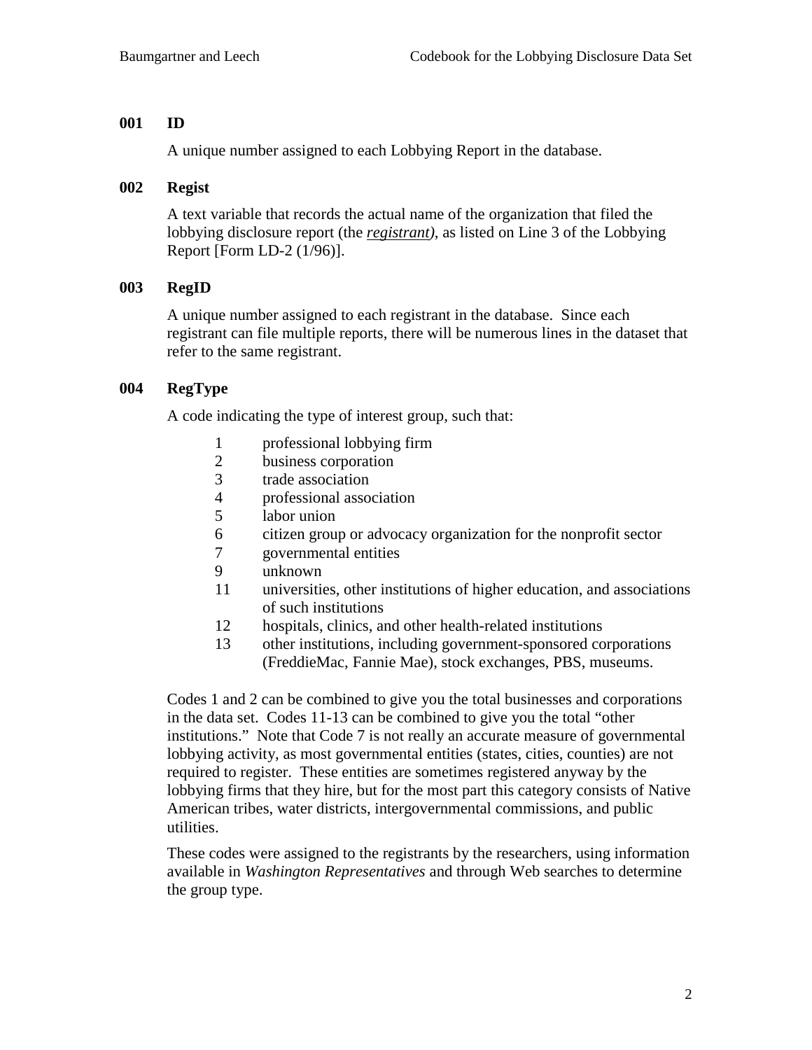### 001 ID

A unique number assigned to each Lobbying Report in the database.

### 002 Regist

A text variable that records the actual name of the organization that filed the lobbying disclosure report (the ***registrant***), as listed on Line 3 of the Lobbying Report [Form LD-2 (1/96)].

### 003 RegID

A unique number assigned to each registrant in the database. Since each registrant can file multiple reports, there will be numerous lines in the dataset that refer to the same registrant.

### 004 RegType

A code indicating the type of interest group, such that:

- 1 professional lobbying firm
- 2 business corporation
- 3 trade association
- 4 professional association
- 5 labor union
- 6 citizen group or advocacy organization for the nonprofit sector
- 7 governmental entities
- 9 unknown
- 11 universities, other institutions of higher education, and associations of such institutions
- 12 hospitals, clinics, and other health-related institutions
- 13 other institutions, including government-sponsored corporations (FreddieMac, Fannie Mae), stock exchanges, PBS, museums.

Codes 1 and 2 can be combined to give you the total businesses and corporations in the data set. Codes 11-13 can be combined to give you the total "other institutions." Note that Code 7 is not really an accurate measure of governmental lobbying activity, as most governmental entities (states, cities, counties) are not required to register. These entities are sometimes registered anyway by the lobbying firms that they hire, but for the most part this category consists of Native American tribes, water districts, intergovernmental commissions, and public utilities.

These codes were assigned to the registrants by the researchers, using information available in *Washington Representatives* and through Web searches to determine the group type.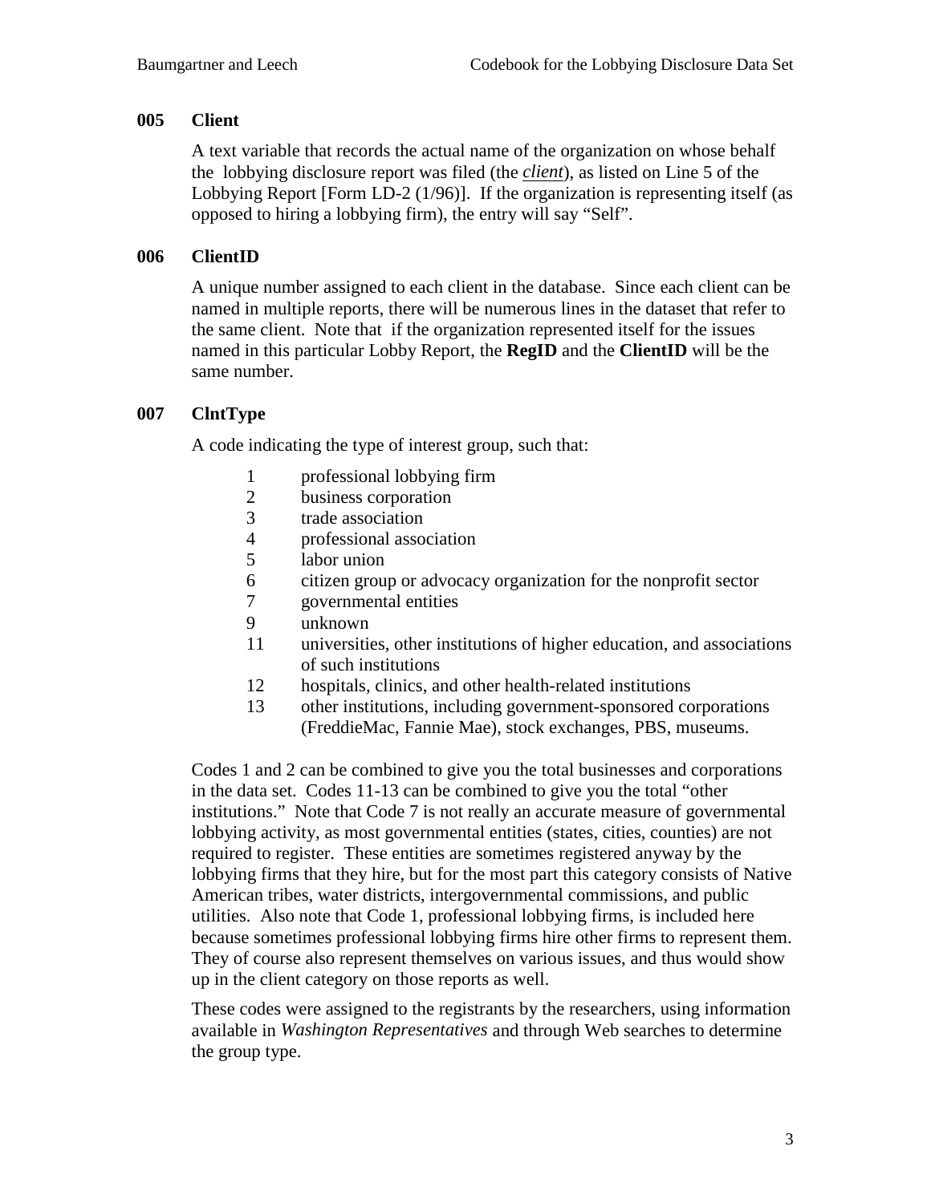### 005 Client

A text variable that records the actual name of the organization on whose behalf the lobbying disclosure report was filed (the ***client***), as listed on Line 5 of the Lobbying Report [Form LD-2 (1/96)]. If the organization is representing itself (as opposed to hiring a lobbying firm), the entry will say "Self".

### 006 ClientID

A unique number assigned to each client in the database. Since each client can be named in multiple reports, there will be numerous lines in the dataset that refer to the same client. Note that if the organization represented itself for the issues named in this particular Lobby Report, the **RegID** and the **ClientID** will be the same number.

### 007 ClntType

A code indicating the type of interest group, such that:

| Code | Description |
|---|---|
| 1 | professional lobbying firm |
| 2 | business corporation |
| 3 | trade association |
| 4 | professional association |
| 5 | labor union |
| 6 | citizen group or advocacy organization for the nonprofit sector |
| 7 | governmental entities |
| 9 | unknown |
| 11 | universities, other institutions of higher education, and associations of such institutions |
| 12 | hospitals, clinics, and other health-related institutions |
| 13 | other institutions, including government-sponsored corporations (FreddieMac, Fannie Mae), stock exchanges, PBS, museums. |

Codes 1 and 2 can be combined to give you the total businesses and corporations in the data set. Codes 11-13 can be combined to give you the total "other institutions." Note that Code 7 is not really an accurate measure of governmental lobbying activity, as most governmental entities (states, cities, counties) are not required to register. These entities are sometimes registered anyway by the lobbying firms that they hire, but for the most part this category consists of Native American tribes, water districts, intergovernmental commissions, and public utilities. Also note that Code 1, professional lobbying firms, is included here because sometimes professional lobbying firms hire other firms to represent them. They of course also represent themselves on various issues, and thus would show up in the client category on those reports as well.

These codes were assigned to the registrants by the researchers, using information available in *Washington Representatives* and through Web searches to determine the group type.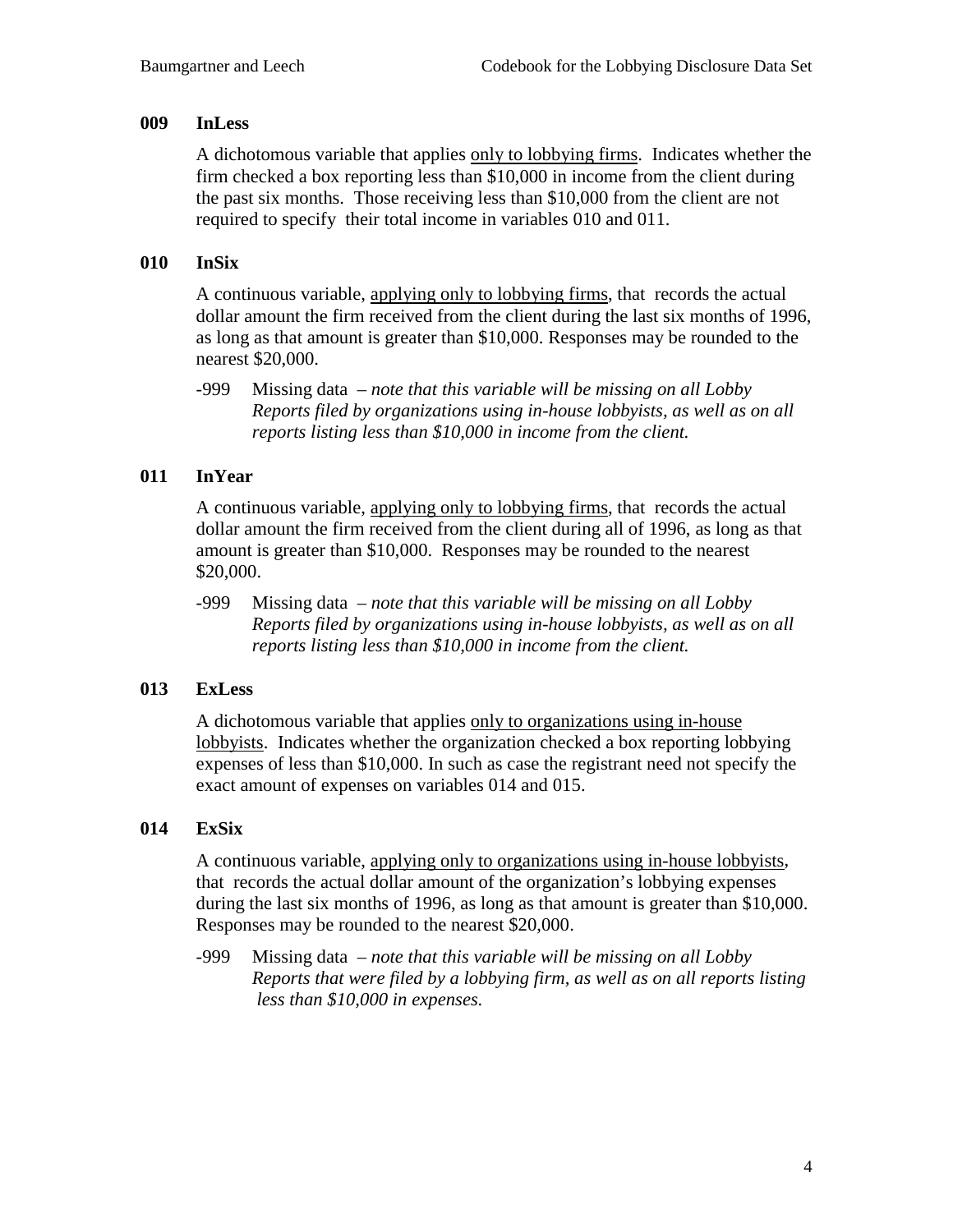### 009 InLess

A dichotomous variable that applies <u>only to lobbying firms</u>. Indicates whether the firm checked a box reporting less than $10,000 in income from the client during the past six months. Those receiving less than $10,000 from the client are not required to specify their total income in variables 010 and 011.

### 010 InSix

A continuous variable, <u>applying only to lobbying firms</u>, that records the actual dollar amount the firm received from the client during the last six months of 1996, as long as that amount is greater than $10,000. Responses may be rounded to the nearest $20,000.

-999 Missing data – *note that this variable will be missing on all Lobby Reports filed by organizations using in-house lobbyists, as well as on all reports listing less than $10,000 in income from the client.*

### 011 InYear

A continuous variable, <u>applying only to lobbying firms</u>, that records the actual dollar amount the firm received from the client during all of 1996, as long as that amount is greater than $10,000. Responses may be rounded to the nearest $20,000.

-999 Missing data – *note that this variable will be missing on all Lobby Reports filed by organizations using in-house lobbyists, as well as on all reports listing less than $10,000 in income from the client.*

### 013 ExLess

A dichotomous variable that applies <u>only to organizations using in-house lobbyists</u>. Indicates whether the organization checked a box reporting lobbying expenses of less than $10,000. In such as case the registrant need not specify the exact amount of expenses on variables 014 and 015.

### 014 ExSix

A continuous variable, <u>applying only to organizations using in-house lobbyists</u>, that records the actual dollar amount of the organization's lobbying expenses during the last six months of 1996, as long as that amount is greater than $10,000. Responses may be rounded to the nearest $20,000.

-999 Missing data – *note that this variable will be missing on all Lobby Reports that were filed by a lobbying firm, as well as on all reports listing less than $10,000 in expenses.*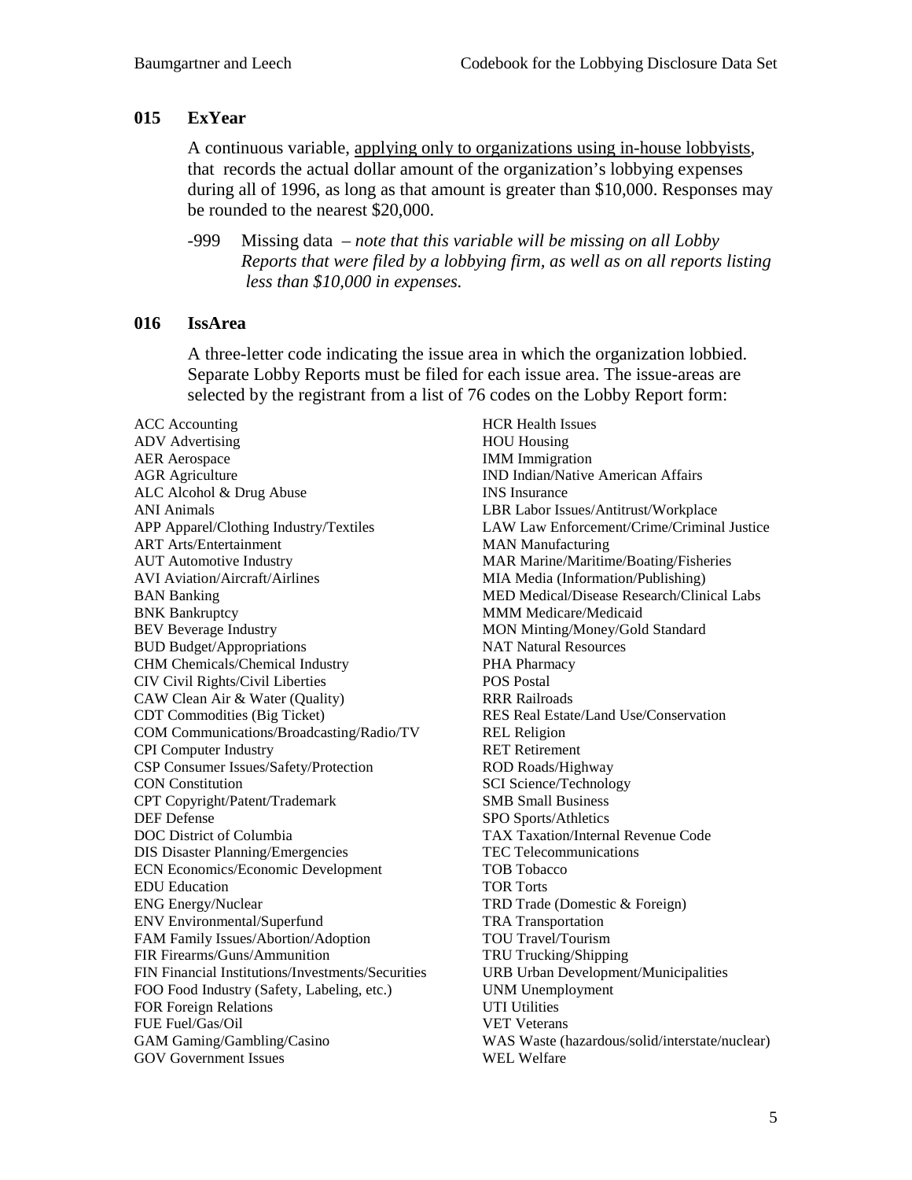### 015 ExYear

A continuous variable, <u>applying only to organizations using in-house lobbyists</u>, that records the actual dollar amount of the organization's lobbying expenses during all of 1996, as long as that amount is greater than $10,000. Responses may be rounded to the nearest $20,000.

-999 Missing data – *note that this variable will be missing on all Lobby Reports that were filed by a lobbying firm, as well as on all reports listing less than $10,000 in expenses.*

### 016 IssArea

A three-letter code indicating the issue area in which the organization lobbied. Separate Lobby Reports must be filed for each issue area. The issue-areas are selected by the registrant from a list of 76 codes on the Lobby Report form:

ACC Accounting
ADV Advertising
AER Aerospace
AGR Agriculture
ALC Alcohol & Drug Abuse
ANI Animals
APP Apparel/Clothing Industry/Textiles
ART Arts/Entertainment
AUT Automotive Industry
AVI Aviation/Aircraft/Airlines
BAN Banking
BNK Bankruptcy
BEV Beverage Industry
BUD Budget/Appropriations
CHM Chemicals/Chemical Industry
CIV Civil Rights/Civil Liberties
CAW Clean Air & Water (Quality)
CDT Commodities (Big Ticket)
COM Communications/Broadcasting/Radio/TV
CPI Computer Industry
CSP Consumer Issues/Safety/Protection
CON Constitution
CPT Copyright/Patent/Trademark
DEF Defense
DOC District of Columbia
DIS Disaster Planning/Emergencies
ECN Economics/Economic Development
EDU Education
ENG Energy/Nuclear
ENV Environmental/Superfund
FAM Family Issues/Abortion/Adoption
FIR Firearms/Guns/Ammunition
FIN Financial Institutions/Investments/Securities
FOO Food Industry (Safety, Labeling, etc.)
FOR Foreign Relations
FUE Fuel/Gas/Oil
GAM Gaming/Gambling/Casino
GOV Government Issues
HCR Health Issues
HOU Housing
IMM Immigration
IND Indian/Native American Affairs
INS Insurance
LBR Labor Issues/Antitrust/Workplace
LAW Law Enforcement/Crime/Criminal Justice
MAN Manufacturing
MAR Marine/Maritime/Boating/Fisheries
MIA Media (Information/Publishing)
MED Medical/Disease Research/Clinical Labs
MMM Medicare/Medicaid
MON Minting/Money/Gold Standard
NAT Natural Resources
PHA Pharmacy
POS Postal
RRR Railroads
RES Real Estate/Land Use/Conservation
REL Religion
RET Retirement
ROD Roads/Highway
SCI Science/Technology
SMB Small Business
SPO Sports/Athletics
TAX Taxation/Internal Revenue Code
TEC Telecommunications
TOB Tobacco
TOR Torts
TRD Trade (Domestic & Foreign)
TRA Transportation
TOU Travel/Tourism
TRU Trucking/Shipping
URB Urban Development/Municipalities
UNM Unemployment
UTI Utilities
VET Veterans
WAS Waste (hazardous/solid/interstate/nuclear)
WEL Welfare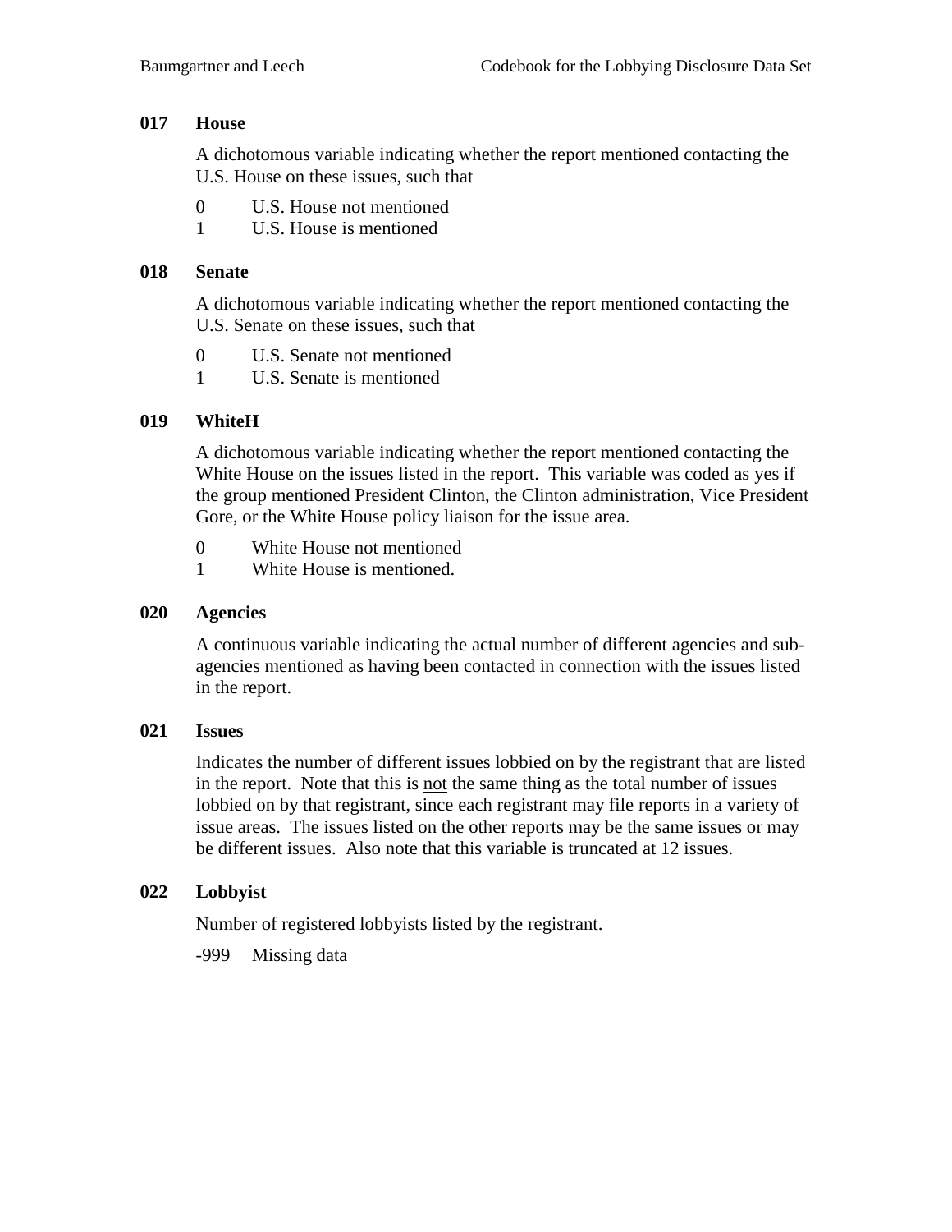### 017 House

A dichotomous variable indicating whether the report mentioned contacting the U.S. House on these issues, such that

0 U.S. House not mentioned
1 U.S. House is mentioned

### 018 Senate

A dichotomous variable indicating whether the report mentioned contacting the U.S. Senate on these issues, such that

0 U.S. Senate not mentioned
1 U.S. Senate is mentioned

### 019 WhiteH

A dichotomous variable indicating whether the report mentioned contacting the White House on the issues listed in the report. This variable was coded as yes if the group mentioned President Clinton, the Clinton administration, Vice President Gore, or the White House policy liaison for the issue area.

0 White House not mentioned
1 White House is mentioned.

### 020 Agencies

A continuous variable indicating the actual number of different agencies and sub-agencies mentioned as having been contacted in connection with the issues listed in the report.

### 021 Issues

Indicates the number of different issues lobbied on by the registrant that are listed in the report. Note that this is <u>not</u> the same thing as the total number of issues lobbied on by that registrant, since each registrant may file reports in a variety of issue areas. The issues listed on the other reports may be the same issues or may be different issues. Also note that this variable is truncated at 12 issues.

### 022 Lobbyist

Number of registered lobbyists listed by the registrant.

-999 Missing data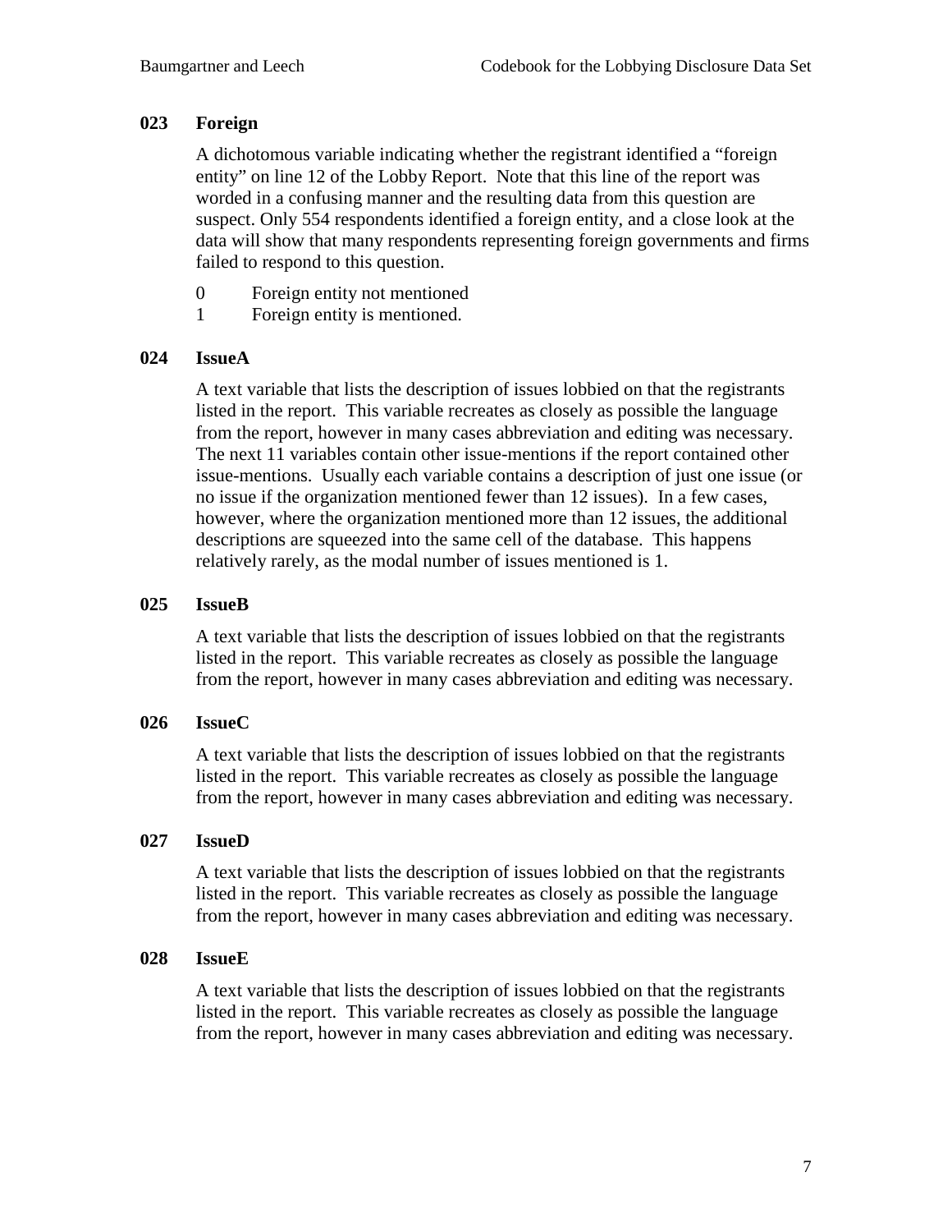### 023 Foreign

A dichotomous variable indicating whether the registrant identified a "foreign entity" on line 12 of the Lobby Report. Note that this line of the report was worded in a confusing manner and the resulting data from this question are suspect. Only 554 respondents identified a foreign entity, and a close look at the data will show that many respondents representing foreign governments and firms failed to respond to this question.

0 Foreign entity not mentioned
1 Foreign entity is mentioned.

### 024 IssueA

A text variable that lists the description of issues lobbied on that the registrants listed in the report. This variable recreates as closely as possible the language from the report, however in many cases abbreviation and editing was necessary. The next 11 variables contain other issue-mentions if the report contained other issue-mentions. Usually each variable contains a description of just one issue (or no issue if the organization mentioned fewer than 12 issues). In a few cases, however, where the organization mentioned more than 12 issues, the additional descriptions are squeezed into the same cell of the database. This happens relatively rarely, as the modal number of issues mentioned is 1.

### 025 IssueB

A text variable that lists the description of issues lobbied on that the registrants listed in the report. This variable recreates as closely as possible the language from the report, however in many cases abbreviation and editing was necessary.

### 026 IssueC

A text variable that lists the description of issues lobbied on that the registrants listed in the report. This variable recreates as closely as possible the language from the report, however in many cases abbreviation and editing was necessary.

### 027 IssueD

A text variable that lists the description of issues lobbied on that the registrants listed in the report. This variable recreates as closely as possible the language from the report, however in many cases abbreviation and editing was necessary.

### 028 IssueE

A text variable that lists the description of issues lobbied on that the registrants listed in the report. This variable recreates as closely as possible the language from the report, however in many cases abbreviation and editing was necessary.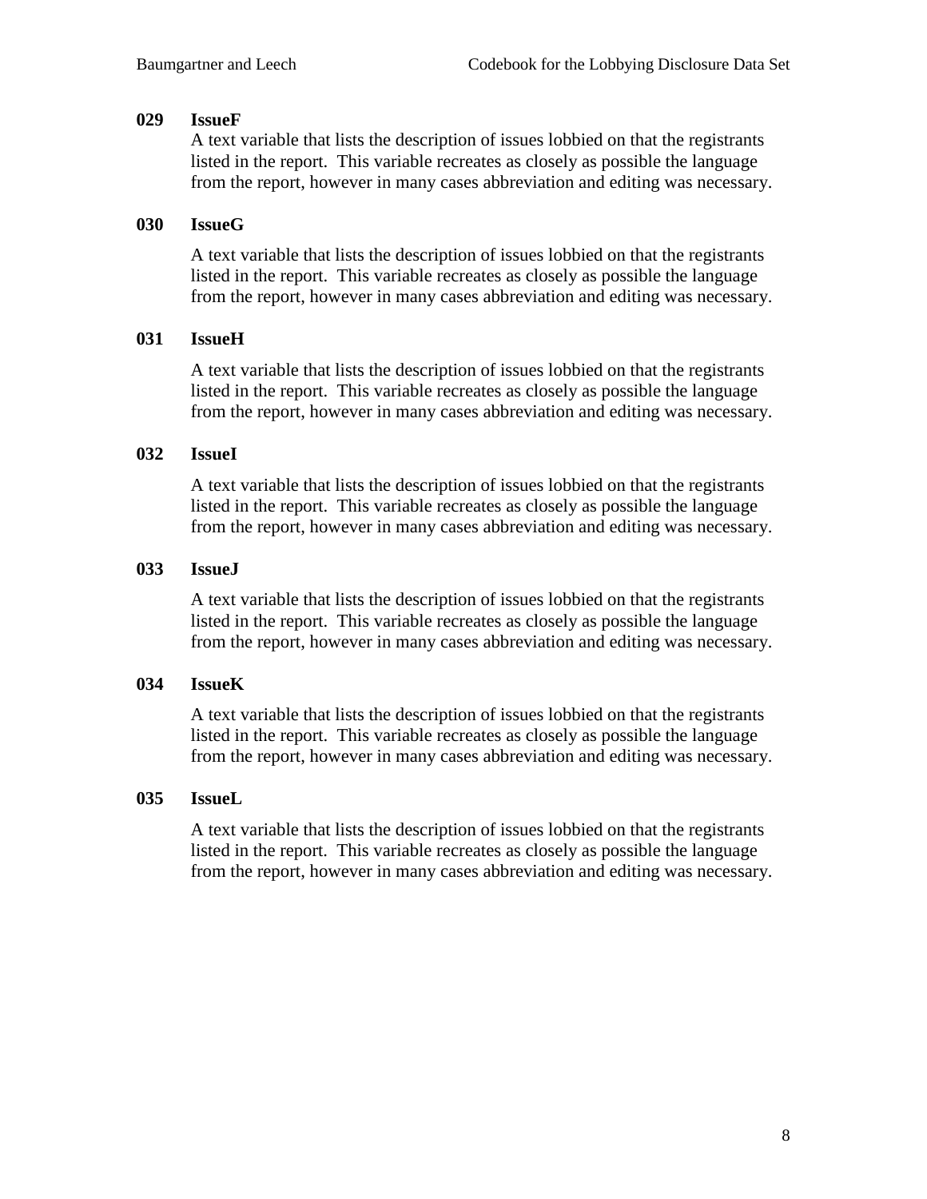**029 IssueF**

A text variable that lists the description of issues lobbied on that the registrants listed in the report. This variable recreates as closely as possible the language from the report, however in many cases abbreviation and editing was necessary.

**030 IssueG**

A text variable that lists the description of issues lobbied on that the registrants listed in the report. This variable recreates as closely as possible the language from the report, however in many cases abbreviation and editing was necessary.

**031 IssueH**

A text variable that lists the description of issues lobbied on that the registrants listed in the report. This variable recreates as closely as possible the language from the report, however in many cases abbreviation and editing was necessary.

**032 IssueI**

A text variable that lists the description of issues lobbied on that the registrants listed in the report. This variable recreates as closely as possible the language from the report, however in many cases abbreviation and editing was necessary.

**033 IssueJ**

A text variable that lists the description of issues lobbied on that the registrants listed in the report. This variable recreates as closely as possible the language from the report, however in many cases abbreviation and editing was necessary.

**034 IssueK**

A text variable that lists the description of issues lobbied on that the registrants listed in the report. This variable recreates as closely as possible the language from the report, however in many cases abbreviation and editing was necessary.

**035 IssueL**

A text variable that lists the description of issues lobbied on that the registrants listed in the report. This variable recreates as closely as possible the language from the report, however in many cases abbreviation and editing was necessary.